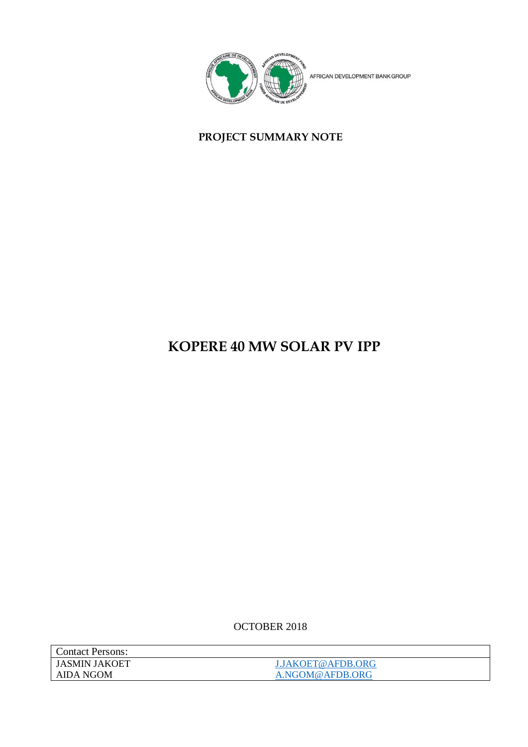AFRICAN DEVELOPMENT BANK GROUP

**PROJECT SUMMARY NOTE**

# KOPERE 40 MW SOLAR PV IPP

OCTOBER 2018

| Contact Persons: | |
|---|---|
| JASMIN JAKOET | J.JAKOET@AFDB.ORG |
| AIDA NGOM | A.NGOM@AFDB.ORG |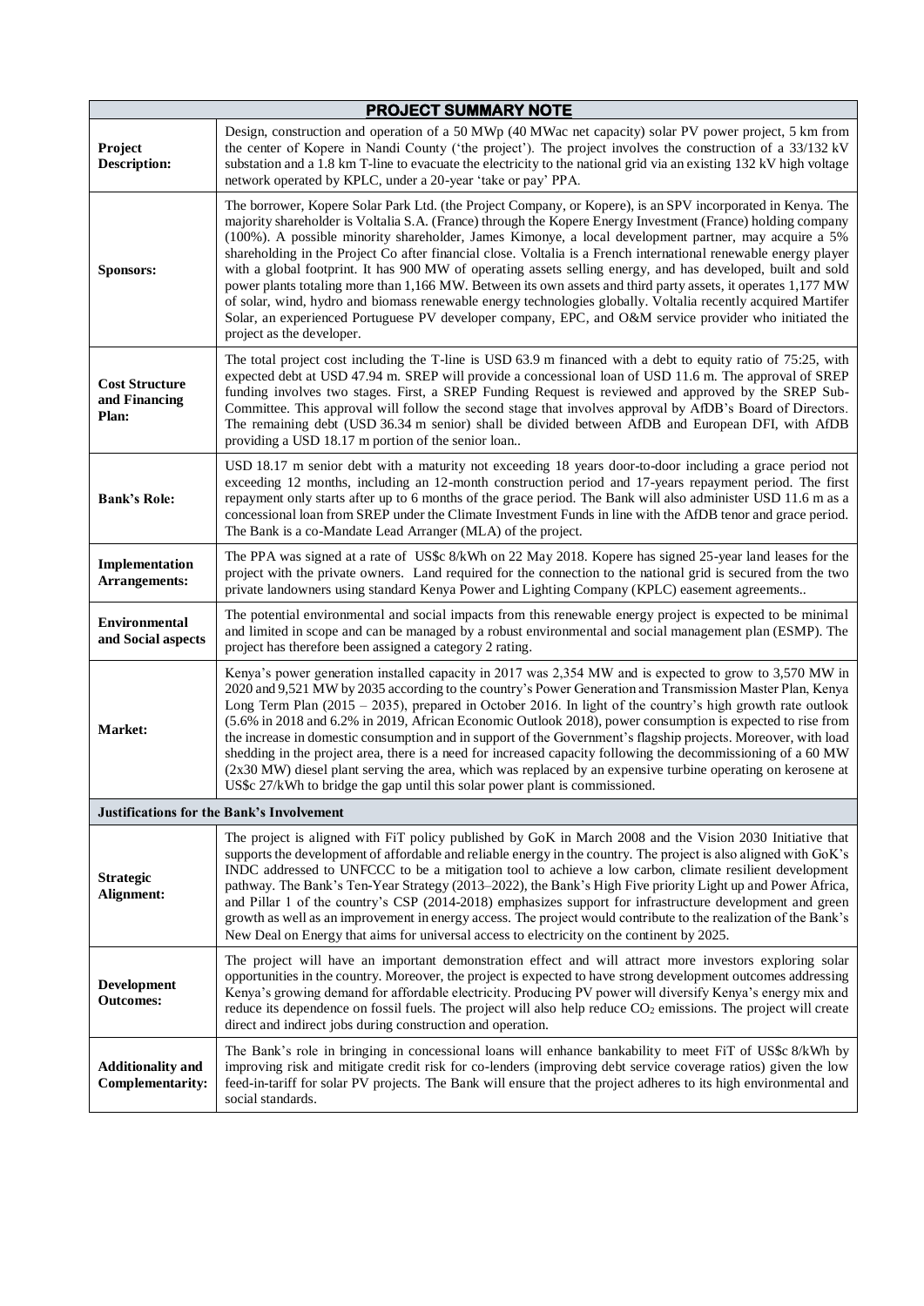| PROJECT SUMMARY NOTE | |
|---|---|
| **Project Description:** | Design, construction and operation of a 50 MWp (40 MWac net capacity) solar PV power project, 5 km from the center of Kopere in Nandi County ('the project'). The project involves the construction of a 33/132 kV substation and a 1.8 km T-line to evacuate the electricity to the national grid via an existing 132 kV high voltage network operated by KPLC, under a 20-year 'take or pay' PPA. |
| **Sponsors:** | The borrower, Kopere Solar Park Ltd. (the Project Company, or Kopere), is an SPV incorporated in Kenya. The majority shareholder is Voltalia S.A. (France) through the Kopere Energy Investment (France) holding company (100%). A possible minority shareholder, James Kimonye, a local development partner, may acquire a 5% shareholding in the Project Co after financial close. Voltalia is a French international renewable energy player with a global footprint. It has 900 MW of operating assets selling energy, and has developed, built and sold power plants totaling more than 1,166 MW. Between its own assets and third party assets, it operates 1,177 MW of solar, wind, hydro and biomass renewable energy technologies globally. Voltalia recently acquired Martifer Solar, an experienced Portuguese PV developer company, EPC, and O&M service provider who initiated the project as the developer. |
| **Cost Structure and Financing Plan:** | The total project cost including the T-line is USD 63.9 m financed with a debt to equity ratio of 75:25, with expected debt at USD 47.94 m. SREP will provide a concessional loan of USD 11.6 m. The approval of SREP funding involves two stages. First, a SREP Funding Request is reviewed and approved by the SREP Sub-Committee. This approval will follow the second stage that involves approval by AfDB's Board of Directors. The remaining debt (USD 36.34 m senior) shall be divided between AfDB and European DFI, with AfDB providing a USD 18.17 m portion of the senior loan.. |
| **Bank's Role:** | USD 18.17 m senior debt with a maturity not exceeding 18 years door-to-door including a grace period not exceeding 12 months, including an 12-month construction period and 17-years repayment period. The first repayment only starts after up to 6 months of the grace period. The Bank will also administer USD 11.6 m as a concessional loan from SREP under the Climate Investment Funds in line with the AfDB tenor and grace period. The Bank is a co-Mandate Lead Arranger (MLA) of the project. |
| **Implementation Arrangements:** | The PPA was signed at a rate of US$c 8/kWh on 22 May 2018. Kopere has signed 25-year land leases for the project with the private owners. Land required for the connection to the national grid is secured from the two private landowners using standard Kenya Power and Lighting Company (KPLC) easement agreements.. |
| **Environmental and Social aspects** | The potential environmental and social impacts from this renewable energy project is expected to be minimal and limited in scope and can be managed by a robust environmental and social management plan (ESMP). The project has therefore been assigned a category 2 rating. |
| **Market:** | Kenya's power generation installed capacity in 2017 was 2,354 MW and is expected to grow to 3,570 MW in 2020 and 9,521 MW by 2035 according to the country's Power Generation and Transmission Master Plan, Kenya Long Term Plan (2015 – 2035), prepared in October 2016. In light of the country's high growth rate outlook (5.6% in 2018 and 6.2% in 2019, African Economic Outlook 2018), power consumption is expected to rise from the increase in domestic consumption and in support of the Government's flagship projects. Moreover, with load shedding in the project area, there is a need for increased capacity following the decommissioning of a 60 MW (2x30 MW) diesel plant serving the area, which was replaced by an expensive turbine operating on kerosene at US$c 27/kWh to bridge the gap until this solar power plant is commissioned. |
| **Justifications for the Bank's Involvement** | |
| **Strategic Alignment:** | The project is aligned with FiT policy published by GoK in March 2008 and the Vision 2030 Initiative that supports the development of affordable and reliable energy in the country. The project is also aligned with GoK's INDC addressed to UNFCCC to be a mitigation tool to achieve a low carbon, climate resilient development pathway. The Bank's Ten-Year Strategy (2013–2022), the Bank's High Five priority Light up and Power Africa, and Pillar 1 of the country's CSP (2014-2018) emphasizes support for infrastructure development and green growth as well as an improvement in energy access. The project would contribute to the realization of the Bank's New Deal on Energy that aims for universal access to electricity on the continent by 2025. |
| **Development Outcomes:** | The project will have an important demonstration effect and will attract more investors exploring solar opportunities in the country. Moreover, the project is expected to have strong development outcomes addressing Kenya's growing demand for affordable electricity. Producing PV power will diversify Kenya's energy mix and reduce its dependence on fossil fuels. The project will also help reduce $CO_2$ emissions. The project will create direct and indirect jobs during construction and operation. |
| **Additionality and Complementarity:** | The Bank's role in bringing in concessional loans will enhance bankability to meet FiT of US$c 8/kWh by improving risk and mitigate credit risk for co-lenders (improving debt service coverage ratios) given the low feed-in-tariff for solar PV projects. The Bank will ensure that the project adheres to its high environmental and social standards. |